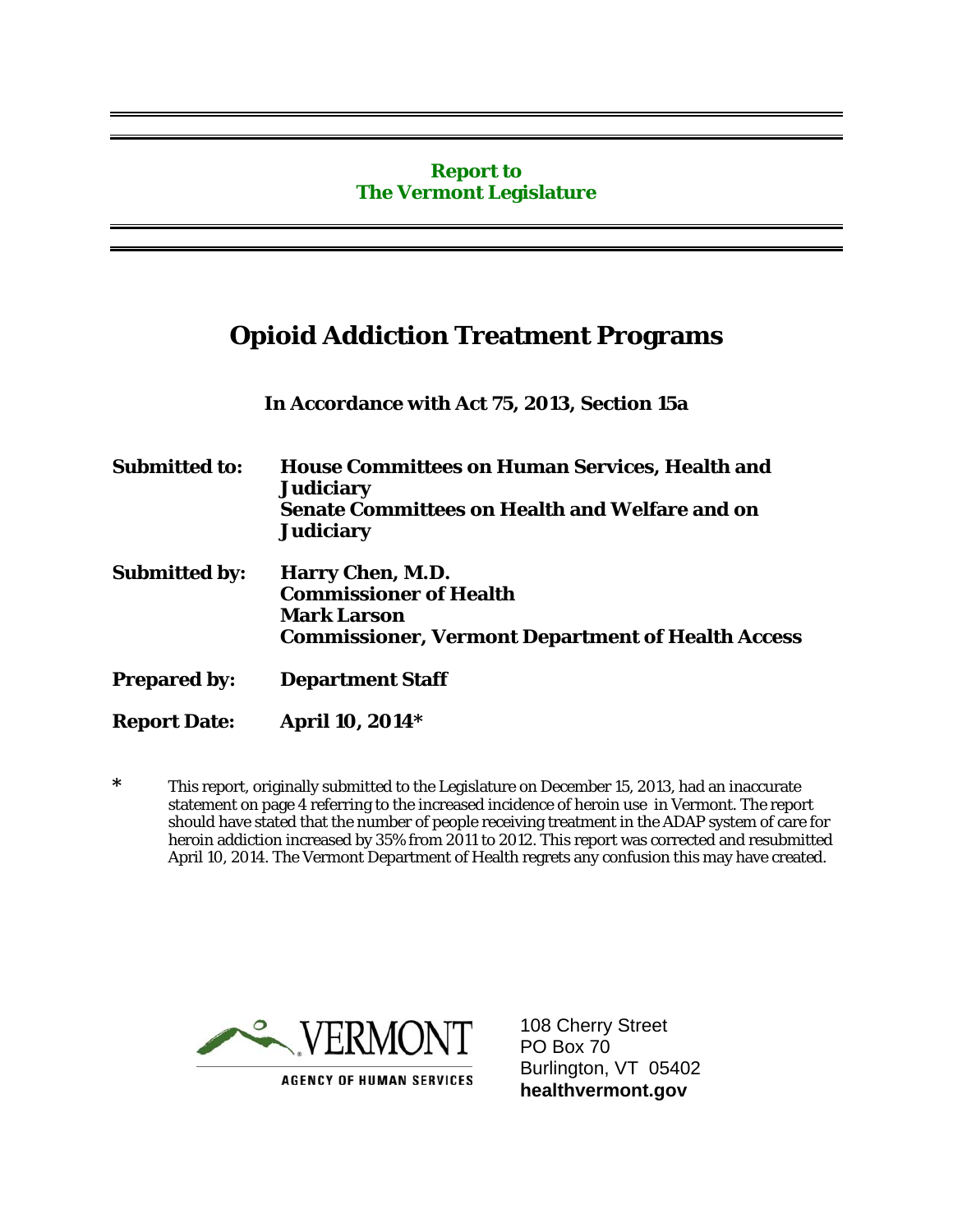**Report to**
**The Vermont Legislature**

# Opioid Addiction Treatment Programs

**In Accordance with Act 75, 2013, Section 15a**

**Submitted to:** **House Committees on Human Services, Health and Judiciary**
**Senate Committees on Health and Welfare and on Judiciary**

**Submitted by:** **Harry Chen, M.D.**
**Commissioner of Health**
**Mark Larson**
**Commissioner, Vermont Department of Health Access**

**Prepared by:** **Department Staff**

**Report Date:** **April 10, 2014***

* This report, originally submitted to the Legislature on December 15, 2013, had an inaccurate statement on page 4 referring to the increased incidence of heroin use in Vermont. The report should have stated that the number of people receiving treatment in the ADAP system of care for heroin addiction increased by 35% from 2011 to 2012. This report was corrected and resubmitted April 10, 2014. The Vermont Department of Health regrets any confusion this may have created.

VERMONT
AGENCY OF HUMAN SERVICES

108 Cherry Street
PO Box 70
Burlington, VT 05402
**healthvermont.gov**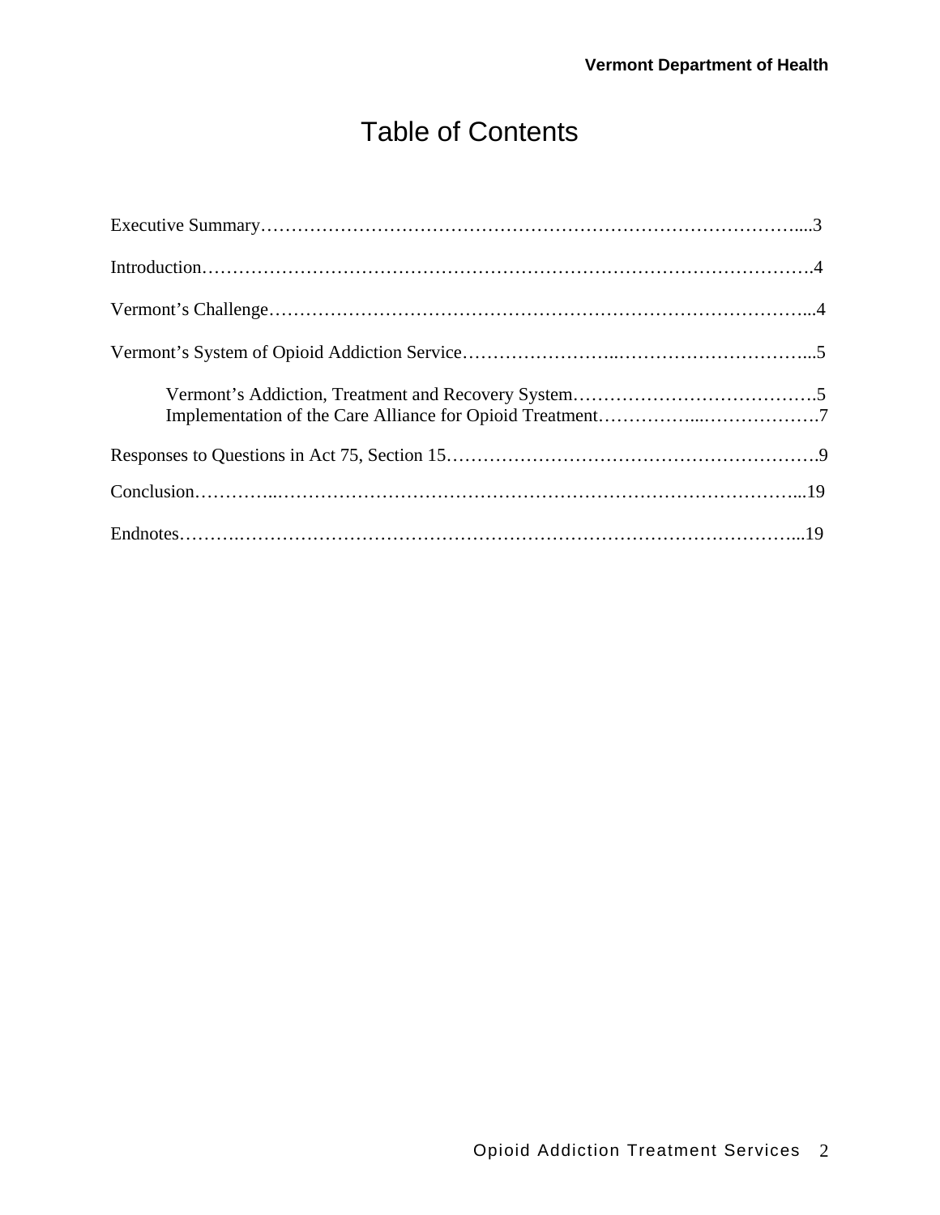# Table of Contents

Executive Summary....3

Introduction....4

Vermont's Challenge....4

Vermont's System of Opioid Addiction Service....5

- Vermont's Addiction, Treatment and Recovery System....5
- Implementation of the Care Alliance for Opioid Treatment....7

Responses to Questions in Act 75, Section 15....9

Conclusion....19

Endnotes....19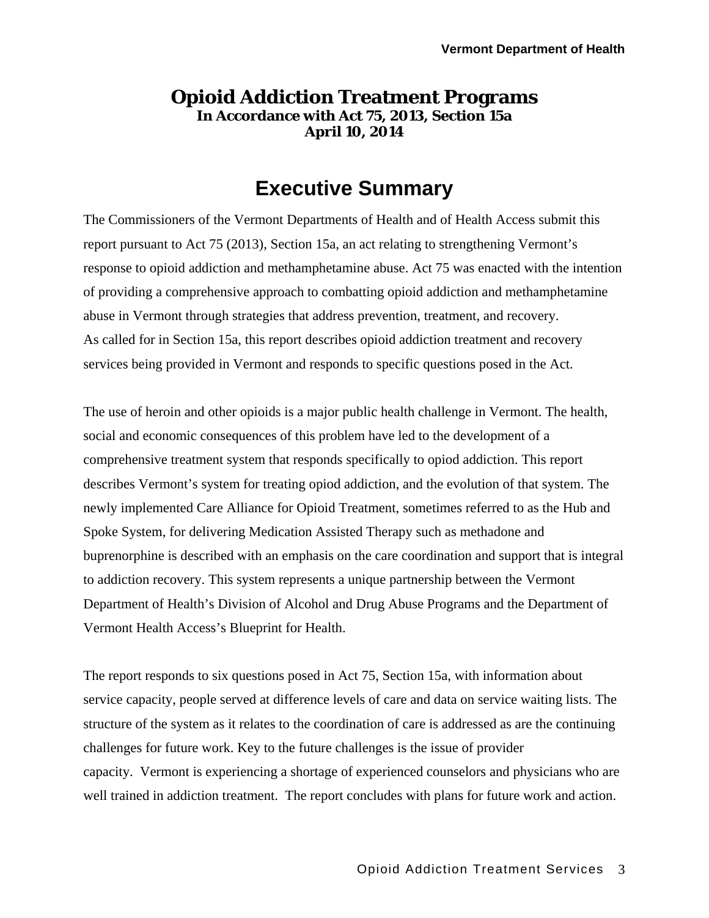# Opioid Addiction Treatment Programs

**In Accordance with Act 75, 2013, Section 15a**
**April 10, 2014**

## Executive Summary

The Commissioners of the Vermont Departments of Health and of Health Access submit this report pursuant to Act 75 (2013), Section 15a, an act relating to strengthening Vermont's response to opioid addiction and methamphetamine abuse. Act 75 was enacted with the intention of providing a comprehensive approach to combatting opioid addiction and methamphetamine abuse in Vermont through strategies that address prevention, treatment, and recovery. As called for in Section 15a, this report describes opioid addiction treatment and recovery services being provided in Vermont and responds to specific questions posed in the Act.

The use of heroin and other opioids is a major public health challenge in Vermont. The health, social and economic consequences of this problem have led to the development of a comprehensive treatment system that responds specifically to opiod addiction. This report describes Vermont's system for treating opiod addiction, and the evolution of that system. The newly implemented Care Alliance for Opioid Treatment, sometimes referred to as the Hub and Spoke System, for delivering Medication Assisted Therapy such as methadone and buprenorphine is described with an emphasis on the care coordination and support that is integral to addiction recovery. This system represents a unique partnership between the Vermont Department of Health's Division of Alcohol and Drug Abuse Programs and the Department of Vermont Health Access's Blueprint for Health.

The report responds to six questions posed in Act 75, Section 15a, with information about service capacity, people served at difference levels of care and data on service waiting lists. The structure of the system as it relates to the coordination of care is addressed as are the continuing challenges for future work. Key to the future challenges is the issue of provider capacity. Vermont is experiencing a shortage of experienced counselors and physicians who are well trained in addiction treatment. The report concludes with plans for future work and action.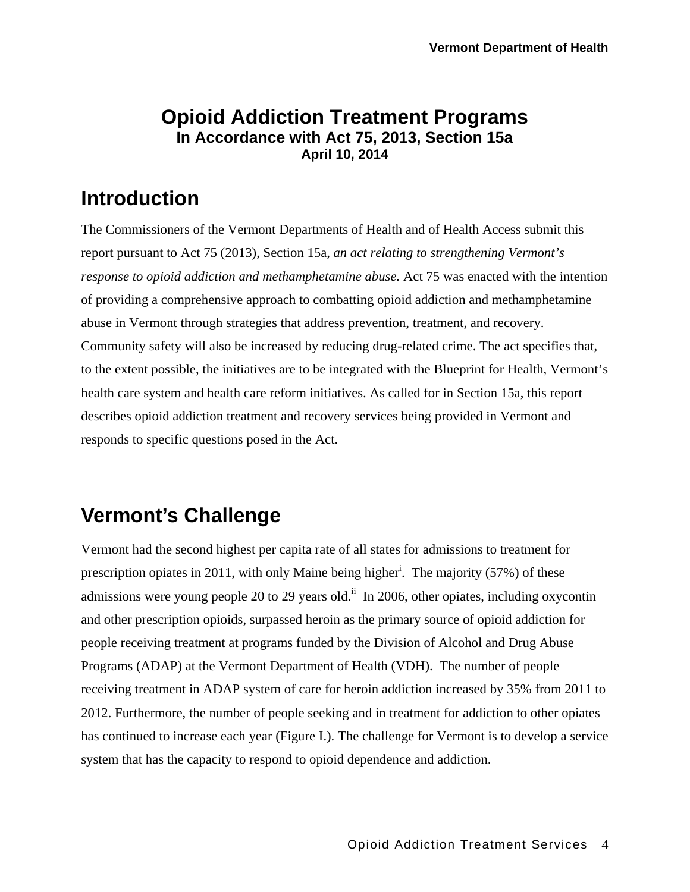# Opioid Addiction Treatment Programs

### In Accordance with Act 75, 2013, Section 15a

**April 10, 2014**

## Introduction

The Commissioners of the Vermont Departments of Health and of Health Access submit this report pursuant to Act 75 (2013), Section 15a, *an act relating to strengthening Vermont's response to opioid addiction and methamphetamine abuse.* Act 75 was enacted with the intention of providing a comprehensive approach to combatting opioid addiction and methamphetamine abuse in Vermont through strategies that address prevention, treatment, and recovery. Community safety will also be increased by reducing drug-related crime. The act specifies that, to the extent possible, the initiatives are to be integrated with the Blueprint for Health, Vermont's health care system and health care reform initiatives. As called for in Section 15a, this report describes opioid addiction treatment and recovery services being provided in Vermont and responds to specific questions posed in the Act.

## Vermont's Challenge

Vermont had the second highest per capita rate of all states for admissions to treatment for prescription opiates in 2011, with only Maine being higher[i]. The majority (57%) of these admissions were young people 20 to 29 years old.[ii] In 2006, other opiates, including oxycontin and other prescription opioids, surpassed heroin as the primary source of opioid addiction for people receiving treatment at programs funded by the Division of Alcohol and Drug Abuse Programs (ADAP) at the Vermont Department of Health (VDH). The number of people receiving treatment in ADAP system of care for heroin addiction increased by 35% from 2011 to 2012. Furthermore, the number of people seeking and in treatment for addiction to other opiates has continued to increase each year (Figure I.). The challenge for Vermont is to develop a service system that has the capacity to respond to opioid dependence and addiction.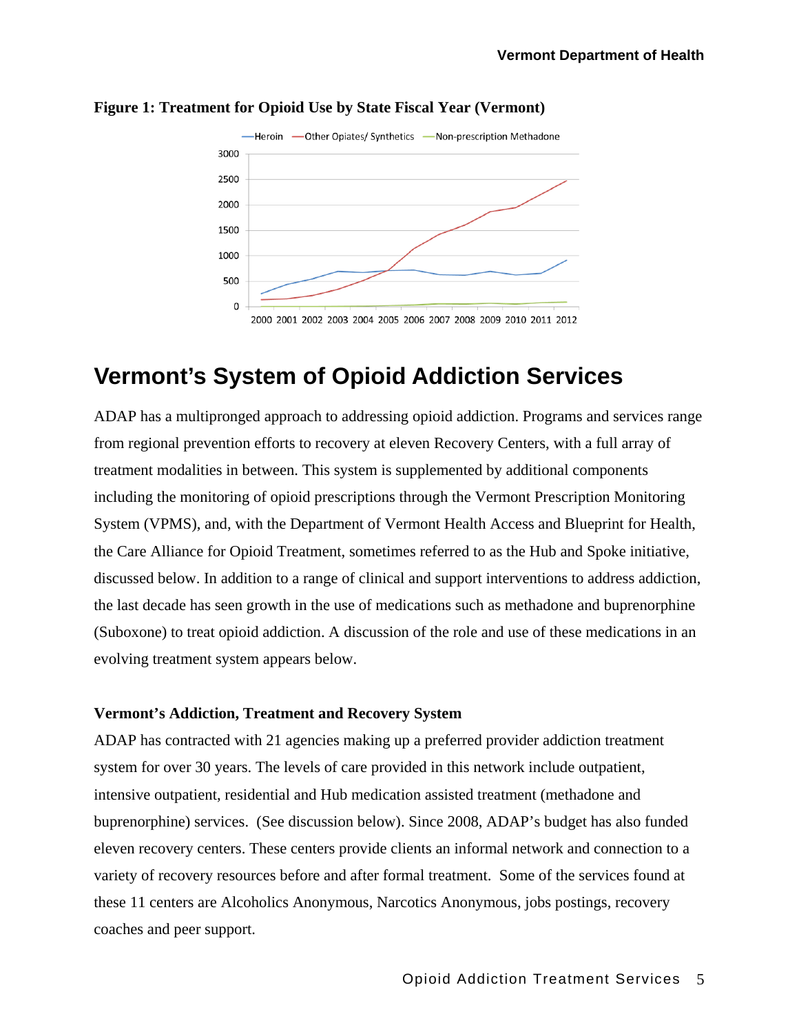**Figure 1: Treatment for Opioid Use by State Fiscal Year (Vermont)**

## Vermont's System of Opioid Addiction Services

ADAP has a multipronged approach to addressing opioid addiction. Programs and services range from regional prevention efforts to recovery at eleven Recovery Centers, with a full array of treatment modalities in between. This system is supplemented by additional components including the monitoring of opioid prescriptions through the Vermont Prescription Monitoring System (VPMS), and, with the Department of Vermont Health Access and Blueprint for Health, the Care Alliance for Opioid Treatment, sometimes referred to as the Hub and Spoke initiative, discussed below. In addition to a range of clinical and support interventions to address addiction, the last decade has seen growth in the use of medications such as methadone and buprenorphine (Suboxone) to treat opioid addiction. A discussion of the role and use of these medications in an evolving treatment system appears below.

### Vermont's Addiction, Treatment and Recovery System

ADAP has contracted with 21 agencies making up a preferred provider addiction treatment system for over 30 years. The levels of care provided in this network include outpatient, intensive outpatient, residential and Hub medication assisted treatment (methadone and buprenorphine) services. (See discussion below). Since 2008, ADAP's budget has also funded eleven recovery centers. These centers provide clients an informal network and connection to a variety of recovery resources before and after formal treatment. Some of the services found at these 11 centers are Alcoholics Anonymous, Narcotics Anonymous, jobs postings, recovery coaches and peer support.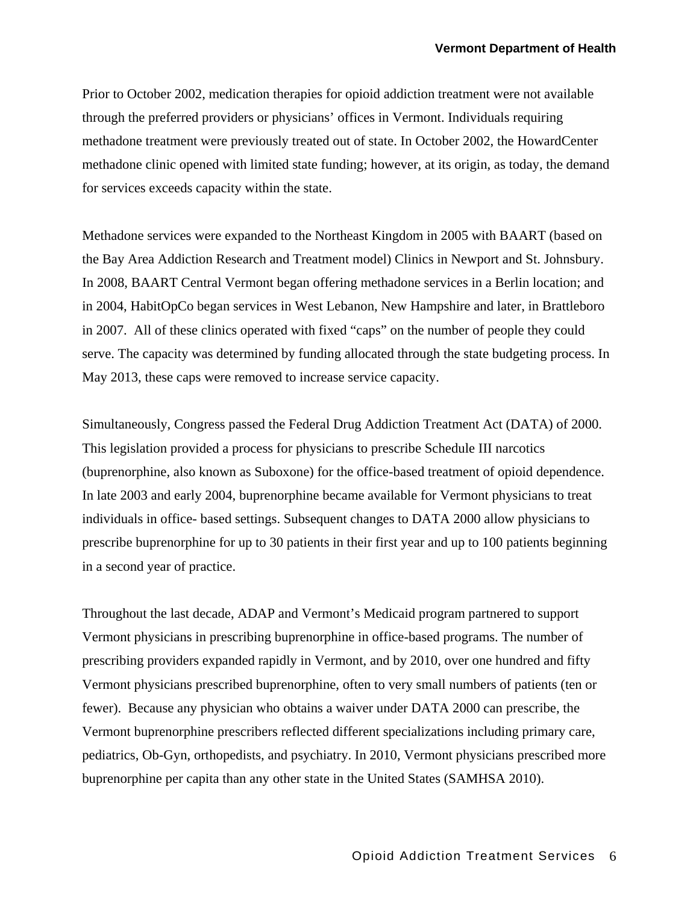Prior to October 2002, medication therapies for opioid addiction treatment were not available through the preferred providers or physicians' offices in Vermont. Individuals requiring methadone treatment were previously treated out of state. In October 2002, the HowardCenter methadone clinic opened with limited state funding; however, at its origin, as today, the demand for services exceeds capacity within the state.

Methadone services were expanded to the Northeast Kingdom in 2005 with BAART (based on the Bay Area Addiction Research and Treatment model) Clinics in Newport and St. Johnsbury. In 2008, BAART Central Vermont began offering methadone services in a Berlin location; and in 2004, HabitOpCo began services in West Lebanon, New Hampshire and later, in Brattleboro in 2007. All of these clinics operated with fixed "caps" on the number of people they could serve. The capacity was determined by funding allocated through the state budgeting process. In May 2013, these caps were removed to increase service capacity.

Simultaneously, Congress passed the Federal Drug Addiction Treatment Act (DATA) of 2000. This legislation provided a process for physicians to prescribe Schedule III narcotics (buprenorphine, also known as Suboxone) for the office-based treatment of opioid dependence. In late 2003 and early 2004, buprenorphine became available for Vermont physicians to treat individuals in office- based settings. Subsequent changes to DATA 2000 allow physicians to prescribe buprenorphine for up to 30 patients in their first year and up to 100 patients beginning in a second year of practice.

Throughout the last decade, ADAP and Vermont's Medicaid program partnered to support Vermont physicians in prescribing buprenorphine in office-based programs. The number of prescribing providers expanded rapidly in Vermont, and by 2010, over one hundred and fifty Vermont physicians prescribed buprenorphine, often to very small numbers of patients (ten or fewer). Because any physician who obtains a waiver under DATA 2000 can prescribe, the Vermont buprenorphine prescribers reflected different specializations including primary care, pediatrics, Ob-Gyn, orthopedists, and psychiatry. In 2010, Vermont physicians prescribed more buprenorphine per capita than any other state in the United States (SAMHSA 2010).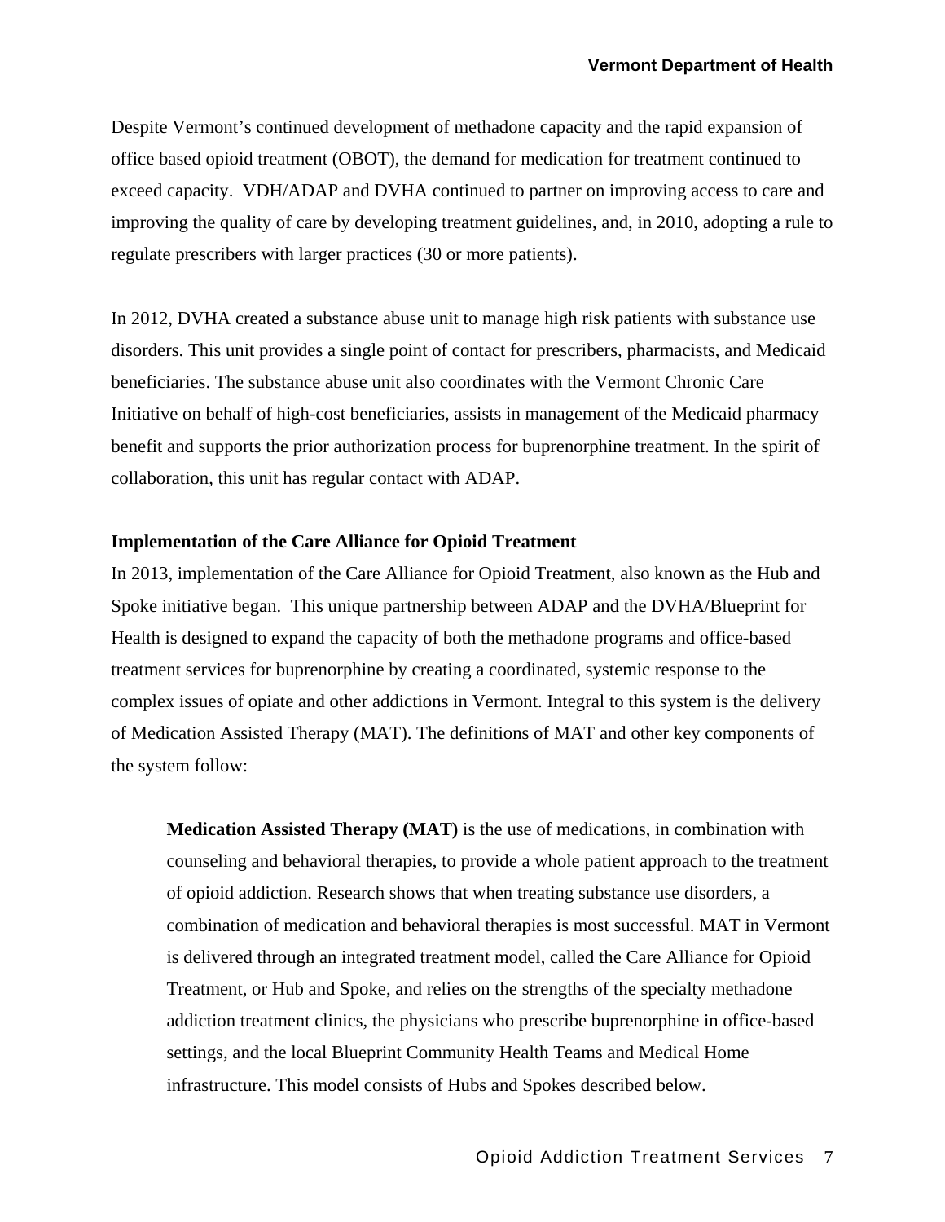Despite Vermont's continued development of methadone capacity and the rapid expansion of office based opioid treatment (OBOT), the demand for medication for treatment continued to exceed capacity. VDH/ADAP and DVHA continued to partner on improving access to care and improving the quality of care by developing treatment guidelines, and, in 2010, adopting a rule to regulate prescribers with larger practices (30 or more patients).

In 2012, DVHA created a substance abuse unit to manage high risk patients with substance use disorders. This unit provides a single point of contact for prescribers, pharmacists, and Medicaid beneficiaries. The substance abuse unit also coordinates with the Vermont Chronic Care Initiative on behalf of high-cost beneficiaries, assists in management of the Medicaid pharmacy benefit and supports the prior authorization process for buprenorphine treatment. In the spirit of collaboration, this unit has regular contact with ADAP.

**Implementation of the Care Alliance for Opioid Treatment**

In 2013, implementation of the Care Alliance for Opioid Treatment, also known as the Hub and Spoke initiative began. This unique partnership between ADAP and the DVHA/Blueprint for Health is designed to expand the capacity of both the methadone programs and office-based treatment services for buprenorphine by creating a coordinated, systemic response to the complex issues of opiate and other addictions in Vermont. Integral to this system is the delivery of Medication Assisted Therapy (MAT). The definitions of MAT and other key components of the system follow:

> **Medication Assisted Therapy (MAT)** is the use of medications, in combination with counseling and behavioral therapies, to provide a whole patient approach to the treatment of opioid addiction. Research shows that when treating substance use disorders, a combination of medication and behavioral therapies is most successful. MAT in Vermont is delivered through an integrated treatment model, called the Care Alliance for Opioid Treatment, or Hub and Spoke, and relies on the strengths of the specialty methadone addiction treatment clinics, the physicians who prescribe buprenorphine in office-based settings, and the local Blueprint Community Health Teams and Medical Home infrastructure. This model consists of Hubs and Spokes described below.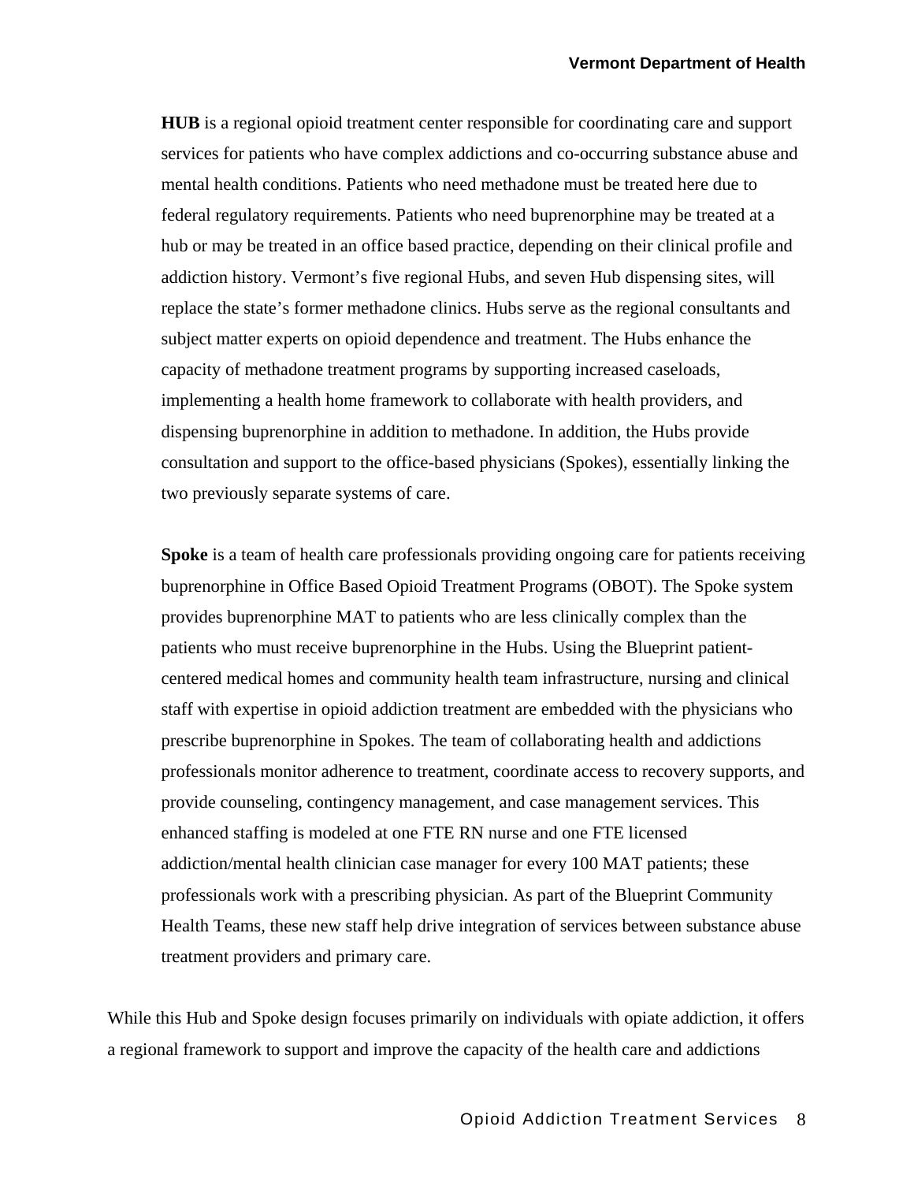**HUB** is a regional opioid treatment center responsible for coordinating care and support services for patients who have complex addictions and co-occurring substance abuse and mental health conditions. Patients who need methadone must be treated here due to federal regulatory requirements. Patients who need buprenorphine may be treated at a hub or may be treated in an office based practice, depending on their clinical profile and addiction history. Vermont's five regional Hubs, and seven Hub dispensing sites, will replace the state's former methadone clinics. Hubs serve as the regional consultants and subject matter experts on opioid dependence and treatment. The Hubs enhance the capacity of methadone treatment programs by supporting increased caseloads, implementing a health home framework to collaborate with health providers, and dispensing buprenorphine in addition to methadone. In addition, the Hubs provide consultation and support to the office-based physicians (Spokes), essentially linking the two previously separate systems of care.

**Spoke** is a team of health care professionals providing ongoing care for patients receiving buprenorphine in Office Based Opioid Treatment Programs (OBOT). The Spoke system provides buprenorphine MAT to patients who are less clinically complex than the patients who must receive buprenorphine in the Hubs. Using the Blueprint patient-centered medical homes and community health team infrastructure, nursing and clinical staff with expertise in opioid addiction treatment are embedded with the physicians who prescribe buprenorphine in Spokes. The team of collaborating health and addictions professionals monitor adherence to treatment, coordinate access to recovery supports, and provide counseling, contingency management, and case management services. This enhanced staffing is modeled at one FTE RN nurse and one FTE licensed addiction/mental health clinician case manager for every 100 MAT patients; these professionals work with a prescribing physician. As part of the Blueprint Community Health Teams, these new staff help drive integration of services between substance abuse treatment providers and primary care.

While this Hub and Spoke design focuses primarily on individuals with opiate addiction, it offers a regional framework to support and improve the capacity of the health care and addictions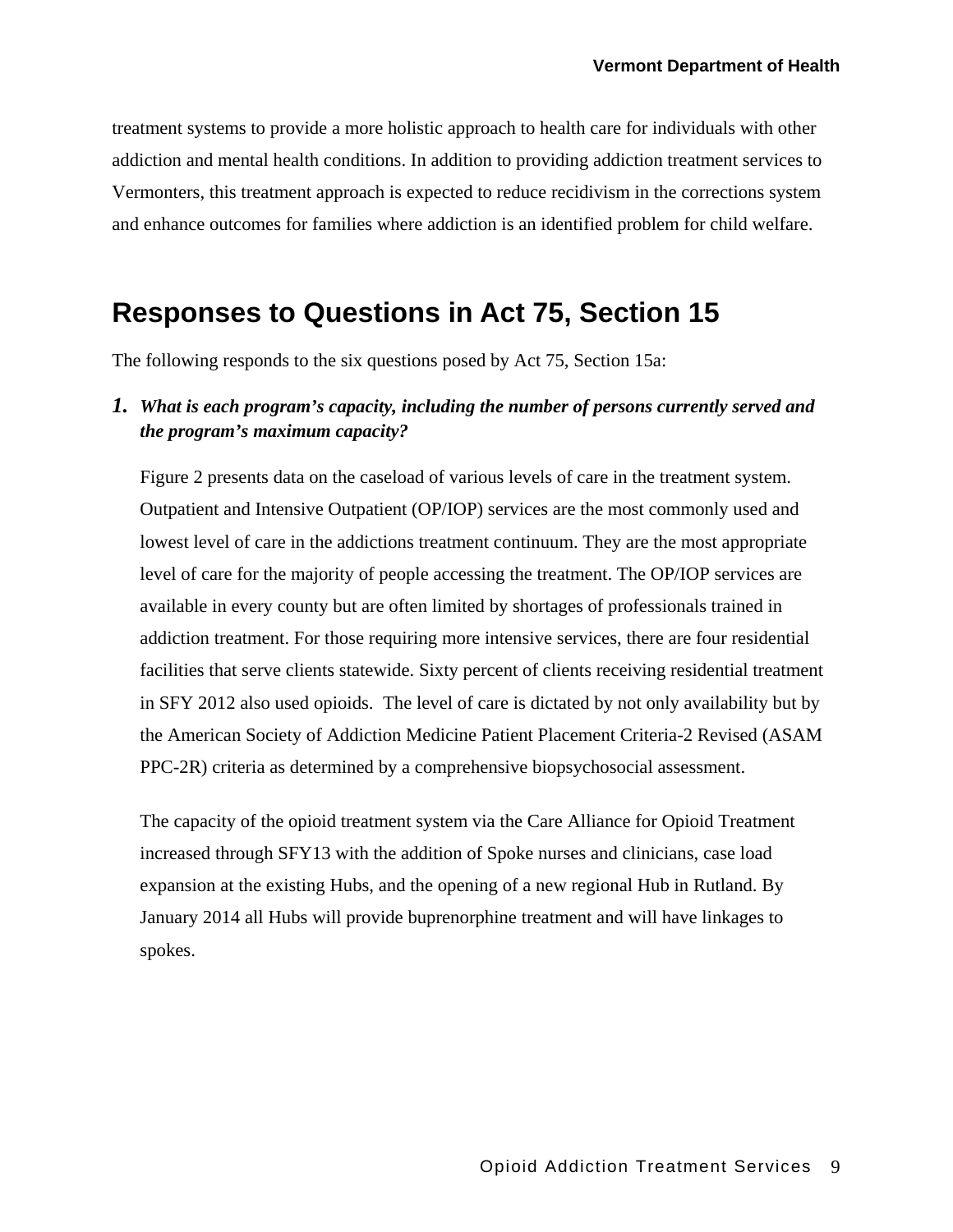treatment systems to provide a more holistic approach to health care for individuals with other addiction and mental health conditions. In addition to providing addiction treatment services to Vermonters, this treatment approach is expected to reduce recidivism in the corrections system and enhance outcomes for families where addiction is an identified problem for child welfare.

## Responses to Questions in Act 75, Section 15

The following responds to the six questions posed by Act 75, Section 15a:

1. ***What is each program's capacity, including the number of persons currently served and the program's maximum capacity?***

   Figure 2 presents data on the caseload of various levels of care in the treatment system. Outpatient and Intensive Outpatient (OP/IOP) services are the most commonly used and lowest level of care in the addictions treatment continuum. They are the most appropriate level of care for the majority of people accessing the treatment. The OP/IOP services are available in every county but are often limited by shortages of professionals trained in addiction treatment. For those requiring more intensive services, there are four residential facilities that serve clients statewide. Sixty percent of clients receiving residential treatment in SFY 2012 also used opioids. The level of care is dictated by not only availability but by the American Society of Addiction Medicine Patient Placement Criteria-2 Revised (ASAM PPC-2R) criteria as determined by a comprehensive biopsychosocial assessment.

   The capacity of the opioid treatment system via the Care Alliance for Opioid Treatment increased through SFY13 with the addition of Spoke nurses and clinicians, case load expansion at the existing Hubs, and the opening of a new regional Hub in Rutland. By January 2014 all Hubs will provide buprenorphine treatment and will have linkages to spokes.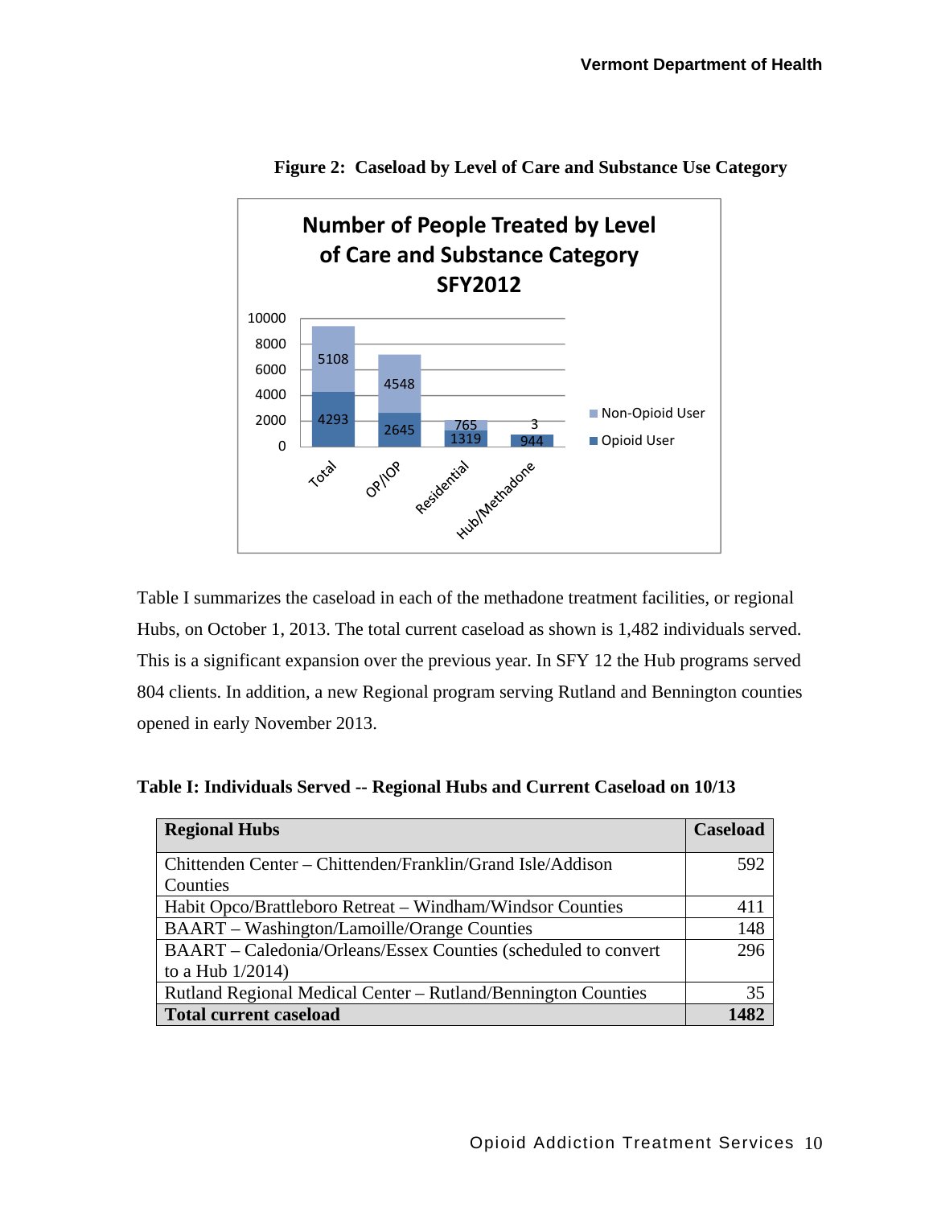**Figure 2: Caseload by Level of Care and Substance Use Category**

Table I summarizes the caseload in each of the methadone treatment facilities, or regional Hubs, on October 1, 2013. The total current caseload as shown is 1,482 individuals served. This is a significant expansion over the previous year. In SFY 12 the Hub programs served 804 clients. In addition, a new Regional program serving Rutland and Bennington counties opened in early November 2013.

**Table I: Individuals Served -- Regional Hubs and Current Caseload on 10/13**

| Regional Hubs | Caseload |
|---|---|
| Chittenden Center – Chittenden/Franklin/Grand Isle/Addison Counties | 592 |
| Habit Opco/Brattleboro Retreat – Windham/Windsor Counties | 411 |
| BAART – Washington/Lamoille/Orange Counties | 148 |
| BAART – Caledonia/Orleans/Essex Counties (scheduled to convert to a Hub 1/2014) | 296 |
| Rutland Regional Medical Center – Rutland/Bennington Counties | 35 |
| **Total current caseload** | **1482** |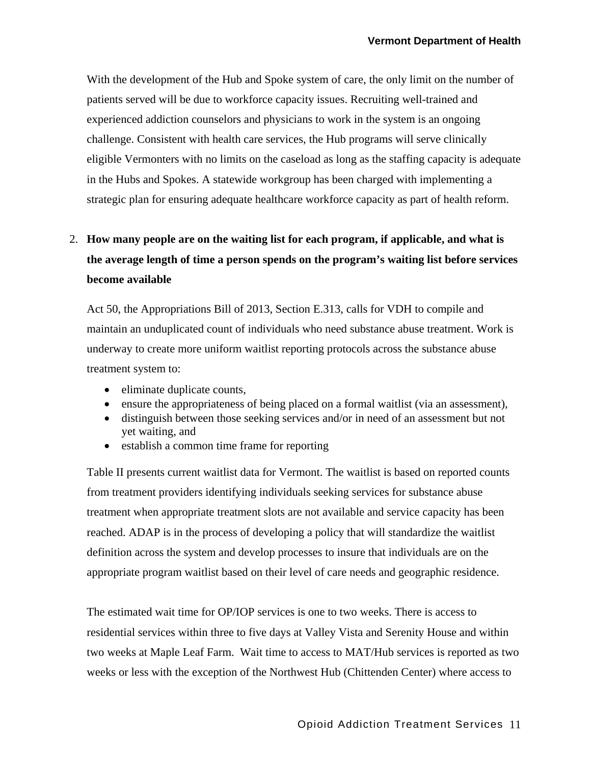With the development of the Hub and Spoke system of care, the only limit on the number of patients served will be due to workforce capacity issues. Recruiting well-trained and experienced addiction counselors and physicians to work in the system is an ongoing challenge. Consistent with health care services, the Hub programs will serve clinically eligible Vermonters with no limits on the caseload as long as the staffing capacity is adequate in the Hubs and Spokes. A statewide workgroup has been charged with implementing a strategic plan for ensuring adequate healthcare workforce capacity as part of health reform.

2. **How many people are on the waiting list for each program, if applicable, and what is the average length of time a person spends on the program's waiting list before services become available**

Act 50, the Appropriations Bill of 2013, Section E.313, calls for VDH to compile and maintain an unduplicated count of individuals who need substance abuse treatment. Work is underway to create more uniform waitlist reporting protocols across the substance abuse treatment system to:

- eliminate duplicate counts,
- ensure the appropriateness of being placed on a formal waitlist (via an assessment),
- distinguish between those seeking services and/or in need of an assessment but not yet waiting, and
- establish a common time frame for reporting

Table II presents current waitlist data for Vermont. The waitlist is based on reported counts from treatment providers identifying individuals seeking services for substance abuse treatment when appropriate treatment slots are not available and service capacity has been reached. ADAP is in the process of developing a policy that will standardize the waitlist definition across the system and develop processes to insure that individuals are on the appropriate program waitlist based on their level of care needs and geographic residence.

The estimated wait time for OP/IOP services is one to two weeks. There is access to residential services within three to five days at Valley Vista and Serenity House and within two weeks at Maple Leaf Farm. Wait time to access to MAT/Hub services is reported as two weeks or less with the exception of the Northwest Hub (Chittenden Center) where access to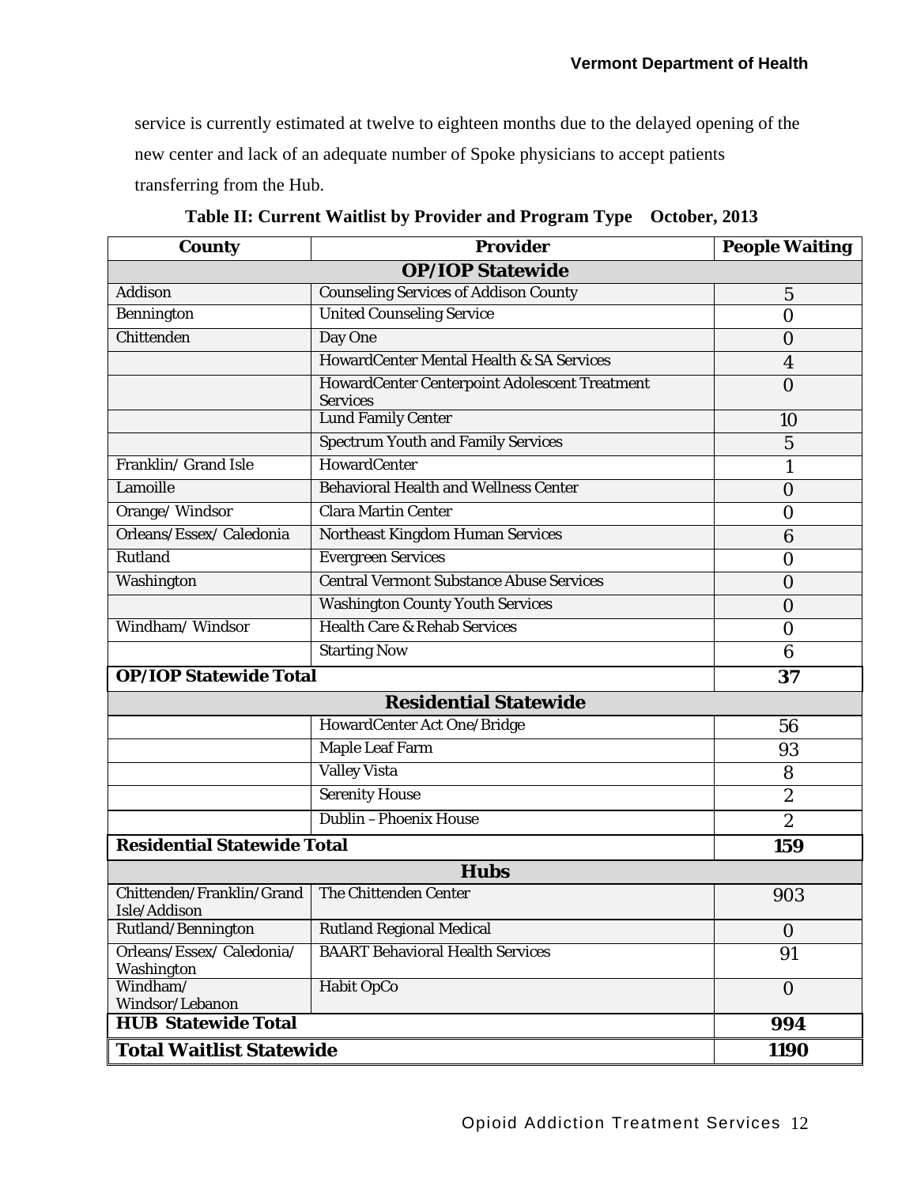service is currently estimated at twelve to eighteen months due to the delayed opening of the new center and lack of an adequate number of Spoke physicians to accept patients transferring from the Hub.

**Table II: Current Waitlist by Provider and Program Type October, 2013**

| County | Provider | People Waiting |
|---|---|---|
| **OP/IOP Statewide** | | |
| Addison | Counseling Services of Addison County | 5 |
| Bennington | United Counseling Service | 0 |
| Chittenden | Day One | 0 |
| | HowardCenter Mental Health & SA Services | 4 |
| | HowardCenter Centerpoint Adolescent Treatment Services | 0 |
| | Lund Family Center | 10 |
| | Spectrum Youth and Family Services | 5 |
| Franklin/ Grand Isle | HowardCenter | 1 |
| Lamoille | Behavioral Health and Wellness Center | 0 |
| Orange/ Windsor | Clara Martin Center | 0 |
| Orleans/Essex/ Caledonia | Northeast Kingdom Human Services | 6 |
| Rutland | Evergreen Services | 0 |
| Washington | Central Vermont Substance Abuse Services | 0 |
| | Washington County Youth Services | 0 |
| Windham/ Windsor | Health Care & Rehab Services | 0 |
| | Starting Now | 6 |
| **OP/IOP Statewide Total** | | **37** |
| **Residential Statewide** | | |
| | HowardCenter Act One/Bridge | 56 |
| | Maple Leaf Farm | 93 |
| | Valley Vista | 8 |
| | Serenity House | 2 |
| | Dublin – Phoenix House | 2 |
| **Residential Statewide Total** | | **159** |
| **Hubs** | | |
| Chittenden/Franklin/Grand Isle/Addison | The Chittenden Center | 903 |
| Rutland/Bennington | Rutland Regional Medical | 0 |
| Orleans/Essex/ Caledonia/ Washington | BAART Behavioral Health Services | 91 |
| Windham/ Windsor/Lebanon | Habit OpCo | 0 |
| **HUB Statewide Total** | | **994** |
| **Total Waitlist Statewide** | | **1190** |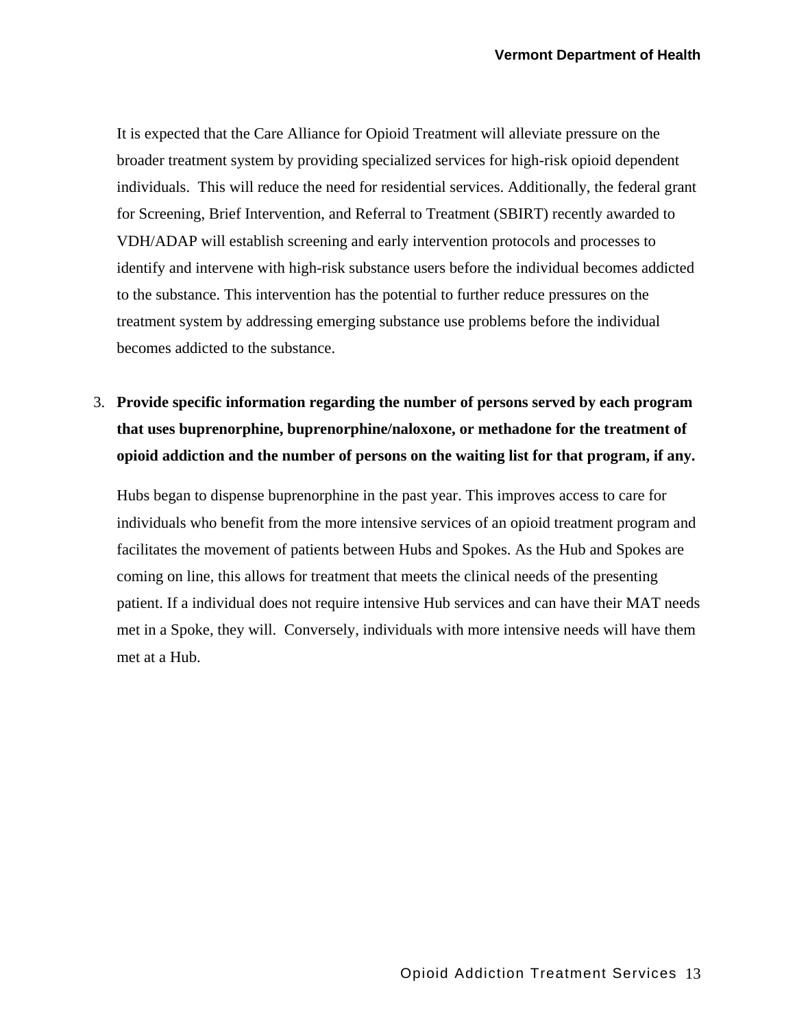It is expected that the Care Alliance for Opioid Treatment will alleviate pressure on the broader treatment system by providing specialized services for high-risk opioid dependent individuals. This will reduce the need for residential services. Additionally, the federal grant for Screening, Brief Intervention, and Referral to Treatment (SBIRT) recently awarded to VDH/ADAP will establish screening and early intervention protocols and processes to identify and intervene with high-risk substance users before the individual becomes addicted to the substance. This intervention has the potential to further reduce pressures on the treatment system by addressing emerging substance use problems before the individual becomes addicted to the substance.

3. **Provide specific information regarding the number of persons served by each program that uses buprenorphine, buprenorphine/naloxone, or methadone for the treatment of opioid addiction and the number of persons on the waiting list for that program, if any.**

   Hubs began to dispense buprenorphine in the past year. This improves access to care for individuals who benefit from the more intensive services of an opioid treatment program and facilitates the movement of patients between Hubs and Spokes. As the Hub and Spokes are coming on line, this allows for treatment that meets the clinical needs of the presenting patient. If a individual does not require intensive Hub services and can have their MAT needs met in a Spoke, they will. Conversely, individuals with more intensive needs will have them met at a Hub.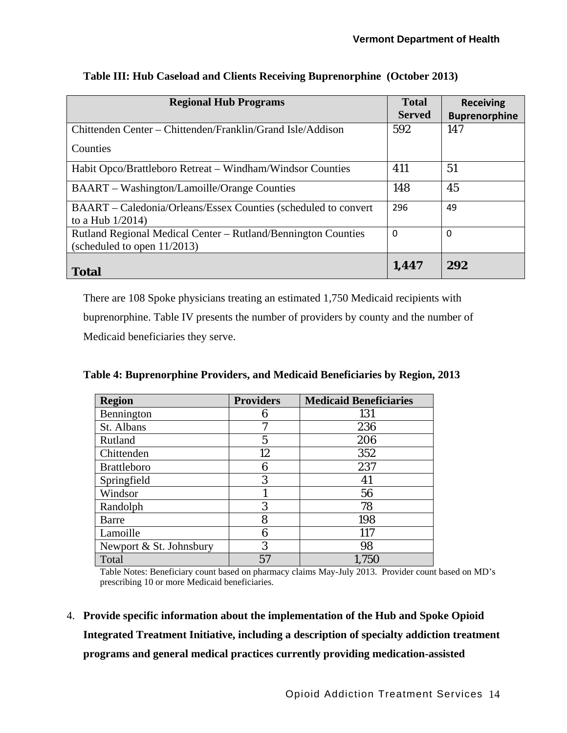**Table III: Hub Caseload and Clients Receiving Buprenorphine (October 2013)**

| Regional Hub Programs | Total Served | Receiving Buprenorphine |
|---|---|---|
| Chittenden Center – Chittenden/Franklin/Grand Isle/Addison Counties | 592 | 147 |
| Habit Opco/Brattleboro Retreat – Windham/Windsor Counties | 411 | 51 |
| BAART – Washington/Lamoille/Orange Counties | 148 | 45 |
| BAART – Caledonia/Orleans/Essex Counties (scheduled to convert to a Hub 1/2014) | 296 | 49 |
| Rutland Regional Medical Center – Rutland/Bennington Counties (scheduled to open 11/2013) | 0 | 0 |
| **Total** | **1,447** | **292** |

There are 108 Spoke physicians treating an estimated 1,750 Medicaid recipients with buprenorphine. Table IV presents the number of providers by county and the number of Medicaid beneficiaries they serve.

**Table 4: Buprenorphine Providers, and Medicaid Beneficiaries by Region, 2013**

| Region | Providers | Medicaid Beneficiaries |
|---|---|---|
| Bennington | 6 | 131 |
| St. Albans | 7 | 236 |
| Rutland | 5 | 206 |
| Chittenden | 12 | 352 |
| Brattleboro | 6 | 237 |
| Springfield | 3 | 41 |
| Windsor | 1 | 56 |
| Randolph | 3 | 78 |
| Barre | 8 | 198 |
| Lamoille | 6 | 117 |
| Newport & St. Johnsbury | 3 | 98 |
| Total | 57 | 1,750 |

Table Notes: Beneficiary count based on pharmacy claims May-July 2013. Provider count based on MD's prescribing 10 or more Medicaid beneficiaries.

4. **Provide specific information about the implementation of the Hub and Spoke Opioid Integrated Treatment Initiative, including a description of specialty addiction treatment programs and general medical practices currently providing medication-assisted**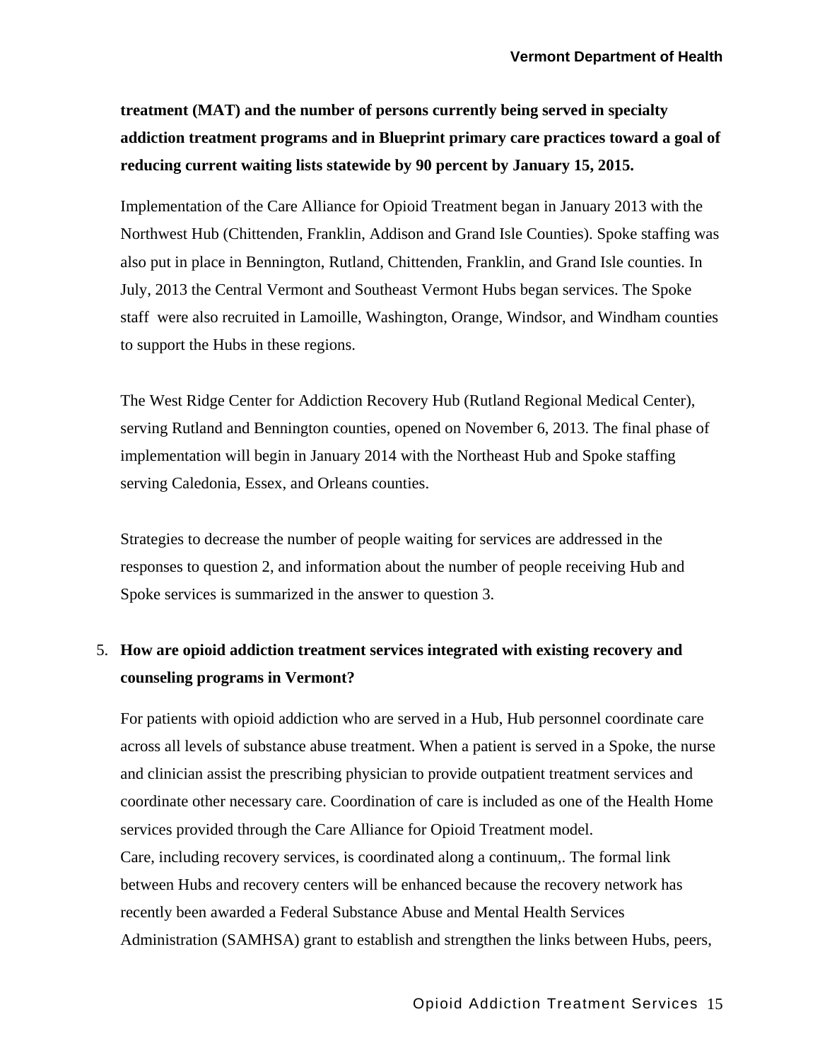**treatment (MAT) and the number of persons currently being served in specialty addiction treatment programs and in Blueprint primary care practices toward a goal of reducing current waiting lists statewide by 90 percent by January 15, 2015.**

Implementation of the Care Alliance for Opioid Treatment began in January 2013 with the Northwest Hub (Chittenden, Franklin, Addison and Grand Isle Counties). Spoke staffing was also put in place in Bennington, Rutland, Chittenden, Franklin, and Grand Isle counties. In July, 2013 the Central Vermont and Southeast Vermont Hubs began services. The Spoke staff were also recruited in Lamoille, Washington, Orange, Windsor, and Windham counties to support the Hubs in these regions.

The West Ridge Center for Addiction Recovery Hub (Rutland Regional Medical Center), serving Rutland and Bennington counties, opened on November 6, 2013. The final phase of implementation will begin in January 2014 with the Northeast Hub and Spoke staffing serving Caledonia, Essex, and Orleans counties.

Strategies to decrease the number of people waiting for services are addressed in the responses to question 2, and information about the number of people receiving Hub and Spoke services is summarized in the answer to question 3.

5. **How are opioid addiction treatment services integrated with existing recovery and counseling programs in Vermont?**

For patients with opioid addiction who are served in a Hub, Hub personnel coordinate care across all levels of substance abuse treatment. When a patient is served in a Spoke, the nurse and clinician assist the prescribing physician to provide outpatient treatment services and coordinate other necessary care. Coordination of care is included as one of the Health Home services provided through the Care Alliance for Opioid Treatment model.
Care, including recovery services, is coordinated along a continuum,. The formal link between Hubs and recovery centers will be enhanced because the recovery network has recently been awarded a Federal Substance Abuse and Mental Health Services Administration (SAMHSA) grant to establish and strengthen the links between Hubs, peers,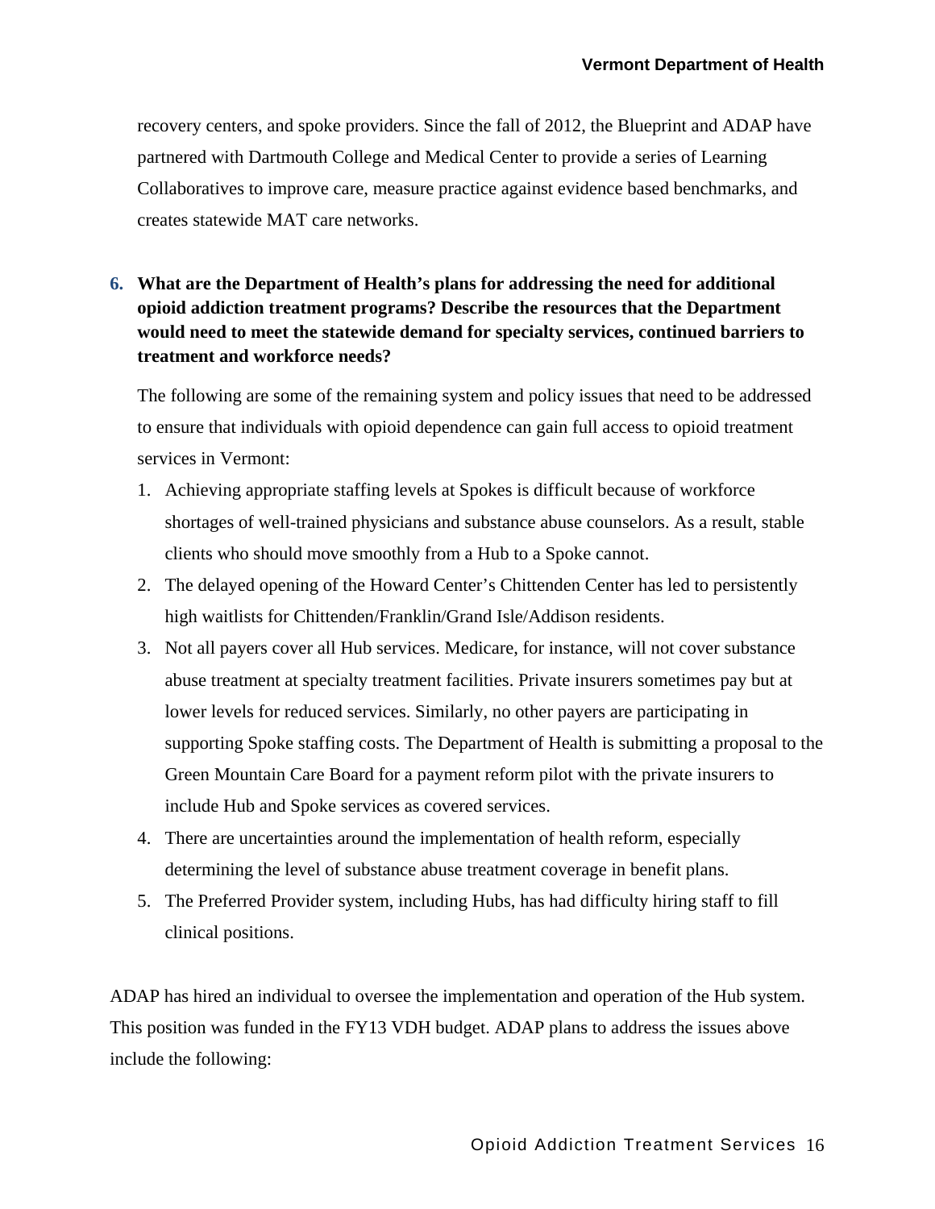recovery centers, and spoke providers. Since the fall of 2012, the Blueprint and ADAP have partnered with Dartmouth College and Medical Center to provide a series of Learning Collaboratives to improve care, measure practice against evidence based benchmarks, and creates statewide MAT care networks.

6. **What are the Department of Health's plans for addressing the need for additional opioid addiction treatment programs? Describe the resources that the Department would need to meet the statewide demand for specialty services, continued barriers to treatment and workforce needs?**

   The following are some of the remaining system and policy issues that need to be addressed to ensure that individuals with opioid dependence can gain full access to opioid treatment services in Vermont:

   1. Achieving appropriate staffing levels at Spokes is difficult because of workforce shortages of well-trained physicians and substance abuse counselors. As a result, stable clients who should move smoothly from a Hub to a Spoke cannot.
   2. The delayed opening of the Howard Center's Chittenden Center has led to persistently high waitlists for Chittenden/Franklin/Grand Isle/Addison residents.
   3. Not all payers cover all Hub services. Medicare, for instance, will not cover substance abuse treatment at specialty treatment facilities. Private insurers sometimes pay but at lower levels for reduced services. Similarly, no other payers are participating in supporting Spoke staffing costs. The Department of Health is submitting a proposal to the Green Mountain Care Board for a payment reform pilot with the private insurers to include Hub and Spoke services as covered services.
   4. There are uncertainties around the implementation of health reform, especially determining the level of substance abuse treatment coverage in benefit plans.
   5. The Preferred Provider system, including Hubs, has had difficulty hiring staff to fill clinical positions.

ADAP has hired an individual to oversee the implementation and operation of the Hub system. This position was funded in the FY13 VDH budget. ADAP plans to address the issues above include the following: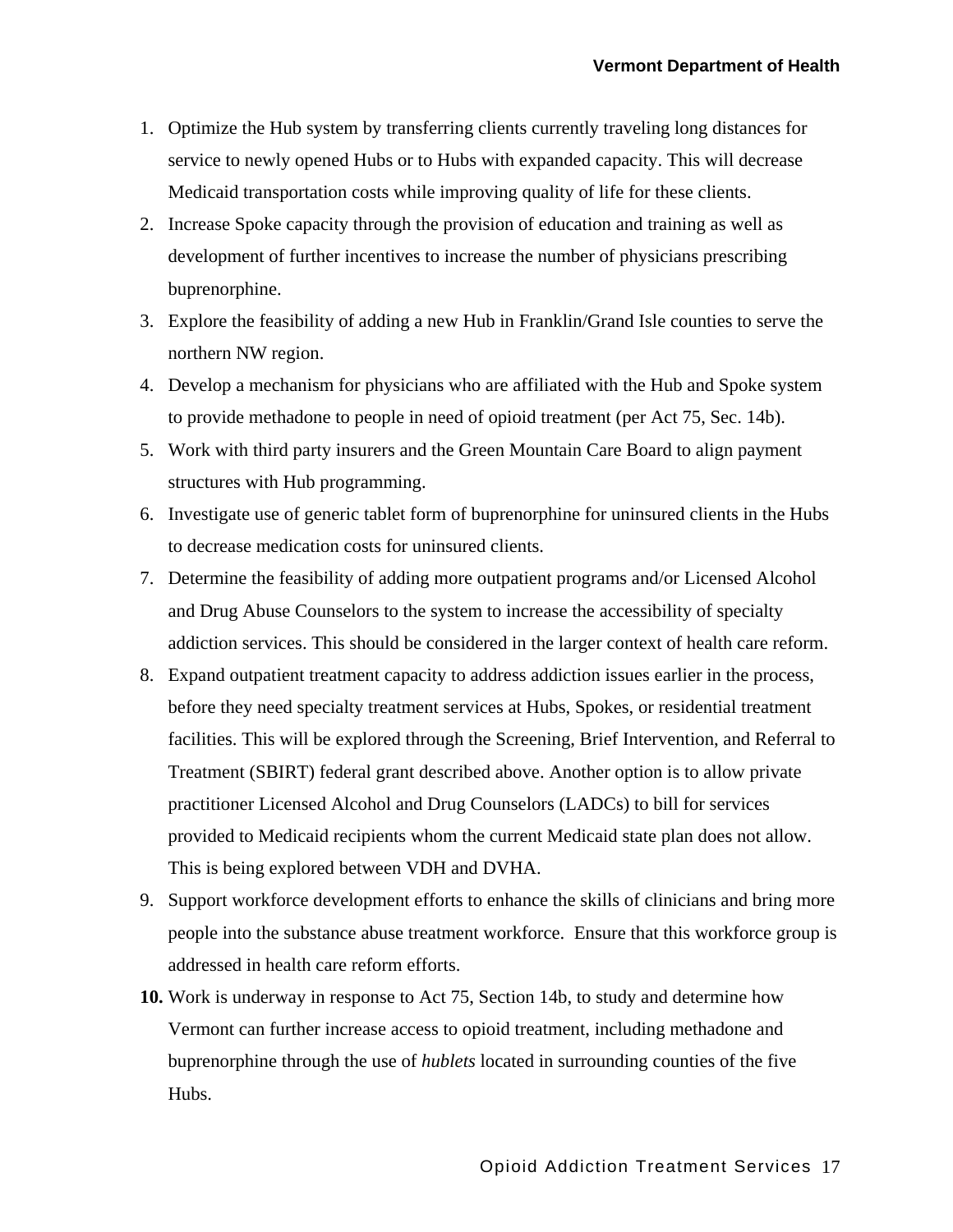1. Optimize the Hub system by transferring clients currently traveling long distances for service to newly opened Hubs or to Hubs with expanded capacity. This will decrease Medicaid transportation costs while improving quality of life for these clients.
2. Increase Spoke capacity through the provision of education and training as well as development of further incentives to increase the number of physicians prescribing buprenorphine.
3. Explore the feasibility of adding a new Hub in Franklin/Grand Isle counties to serve the northern NW region.
4. Develop a mechanism for physicians who are affiliated with the Hub and Spoke system to provide methadone to people in need of opioid treatment (per Act 75, Sec. 14b).
5. Work with third party insurers and the Green Mountain Care Board to align payment structures with Hub programming.
6. Investigate use of generic tablet form of buprenorphine for uninsured clients in the Hubs to decrease medication costs for uninsured clients.
7. Determine the feasibility of adding more outpatient programs and/or Licensed Alcohol and Drug Abuse Counselors to the system to increase the accessibility of specialty addiction services. This should be considered in the larger context of health care reform.
8. Expand outpatient treatment capacity to address addiction issues earlier in the process, before they need specialty treatment services at Hubs, Spokes, or residential treatment facilities. This will be explored through the Screening, Brief Intervention, and Referral to Treatment (SBIRT) federal grant described above. Another option is to allow private practitioner Licensed Alcohol and Drug Counselors (LADCs) to bill for services provided to Medicaid recipients whom the current Medicaid state plan does not allow. This is being explored between VDH and DVHA.
9. Support workforce development efforts to enhance the skills of clinicians and bring more people into the substance abuse treatment workforce. Ensure that this workforce group is addressed in health care reform efforts.
10. Work is underway in response to Act 75, Section 14b, to study and determine how Vermont can further increase access to opioid treatment, including methadone and buprenorphine through the use of *hublets* located in surrounding counties of the five Hubs.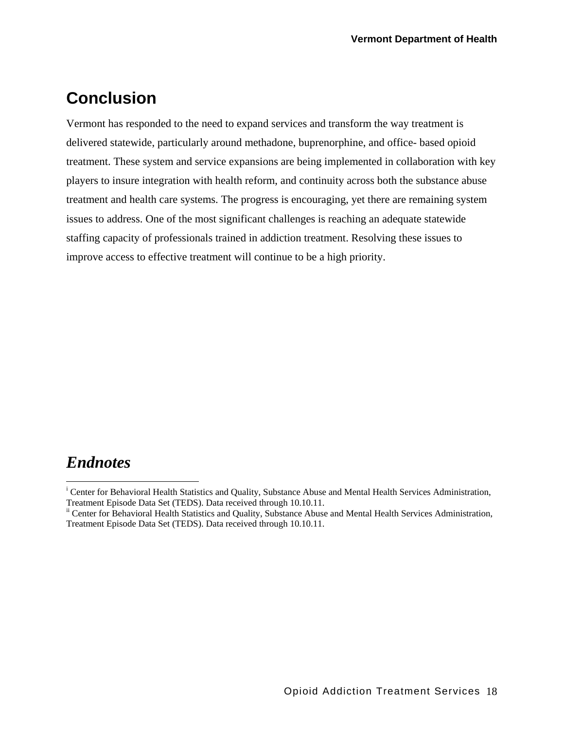## Conclusion

Vermont has responded to the need to expand services and transform the way treatment is delivered statewide, particularly around methadone, buprenorphine, and office- based opioid treatment. These system and service expansions are being implemented in collaboration with key players to insure integration with health reform, and continuity across both the substance abuse treatment and health care systems. The progress is encouraging, yet there are remaining system issues to address. One of the most significant challenges is reaching an adequate statewide staffing capacity of professionals trained in addiction treatment. Resolving these issues to improve access to effective treatment will continue to be a high priority.

## *Endnotes*

[i] Center for Behavioral Health Statistics and Quality, Substance Abuse and Mental Health Services Administration, Treatment Episode Data Set (TEDS). Data received through 10.10.11.

[ii] Center for Behavioral Health Statistics and Quality, Substance Abuse and Mental Health Services Administration, Treatment Episode Data Set (TEDS). Data received through 10.10.11.